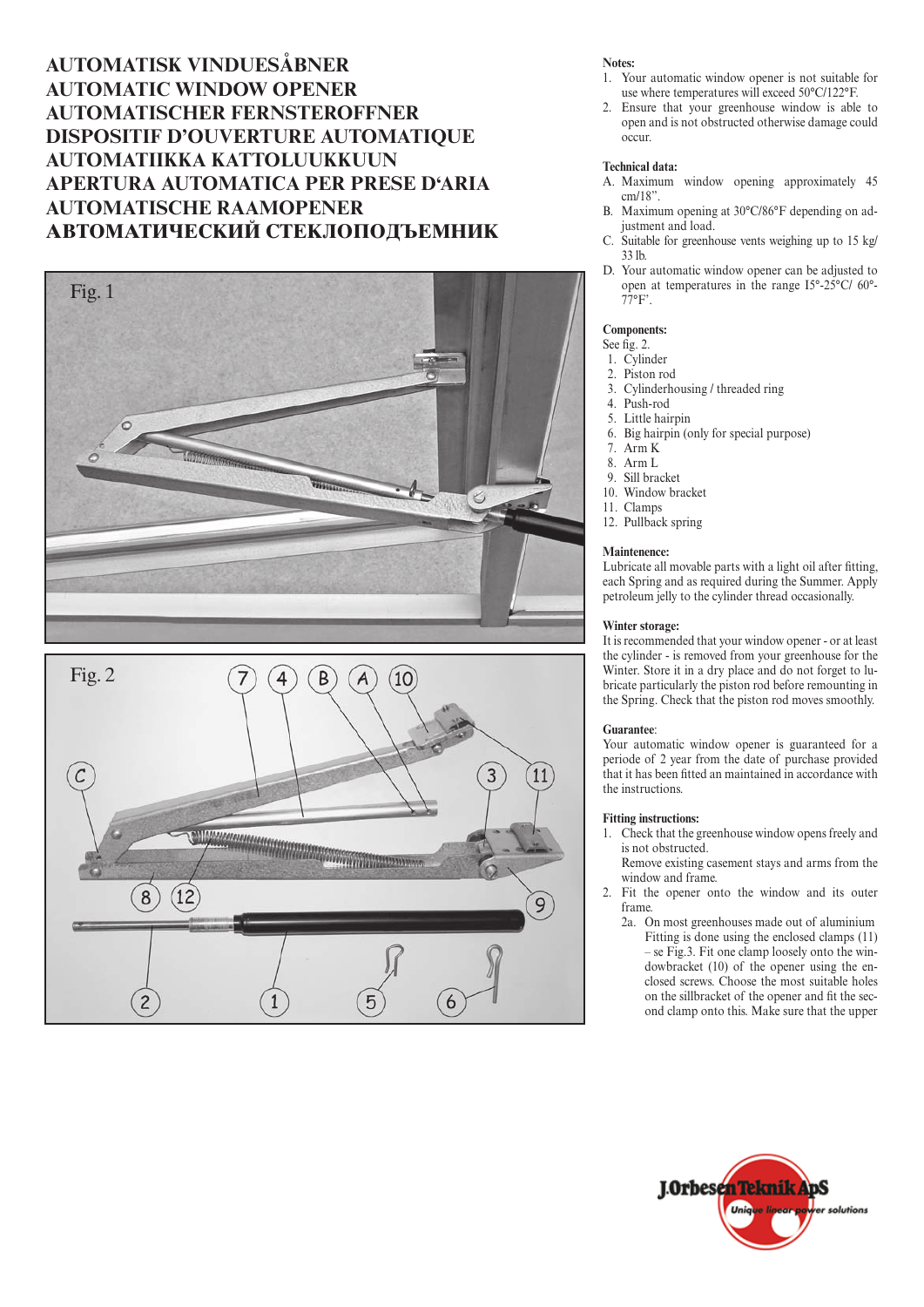# AUTOMATISK VINDUESÅBNER
# AUTOMATIC WINDOW OPENER
# AUTOMATISCHER FERNSTEROFFNER
# DISPOSITIF D'OUVERTURE AUTOMATIQUE
# AUTOMATIIKKA KATTOLUUKKUUN
# APERTURA AUTOMATICA PER PRESE D'ARIA
# AUTOMATISCHE RAAMOPENER
# АВТОМАТИЧЕСКИЙ СТЕКЛОПОДЪЕМНИК

Fig. 1

Fig. 2

**Notes:**

1. Your automatic window opener is not suitable for use where temperatures will exceed 50°C/122°F.
2. Ensure that your greenhouse window is able to open and is not obstructed otherwise damage could occur.

**Technical data:**

A. Maximum window opening approximately 45 cm/18".
B. Maximum opening at 30°C/86°F depending on adjustment and load.
C. Suitable for greenhouse vents weighing up to 15 kg/33 lb.
D. Your automatic window opener can be adjusted to open at temperatures in the range I5°-25°C/ 60°-77°F'.

**Components:**

See fig. 2.

1. Cylinder
2. Piston rod
3. Cylinderhousing / threaded ring
4. Push-rod
5. Little hairpin
6. Big hairpin (only for special purpose)
7. Arm K
8. Arm L
9. Sill bracket
10. Window bracket
11. Clamps
12. Pullback spring

**Maintenence:**

Lubricate all movable parts with a light oil after fitting, each Spring and as required during the Summer. Apply petroleum jelly to the cylinder thread occasionally.

**Winter storage:**

It is recommended that your window opener - or at least the cylinder - is removed from your greenhouse for the Winter. Store it in a dry place and do not forget to lubricate particularly the piston rod before remounting in the Spring. Check that the piston rod moves smoothly.

**Guarantee**:

Your automatic window opener is guaranteed for a periode of 2 year from the date of purchase provided that it has been fitted an maintained in accordance with the instructions.

**Fitting instructions:**

1. Check that the greenhouse window opens freely and is not obstructed.
   Remove existing casement stays and arms from the window and frame.
2. Fit the opener onto the window and its outer frame.
   2a. On most greenhouses made out of aluminium Fitting is done using the enclosed clamps (11) – se Fig.3. Fit one clamp loosely onto the windowbracket (10) of the opener using the enclosed screws. Choose the most suitable holes on the sillbracket of the opener and fit the second clamp onto this. Make sure that the upper

J.Orbesen Teknik ApS
Unique linear power solutions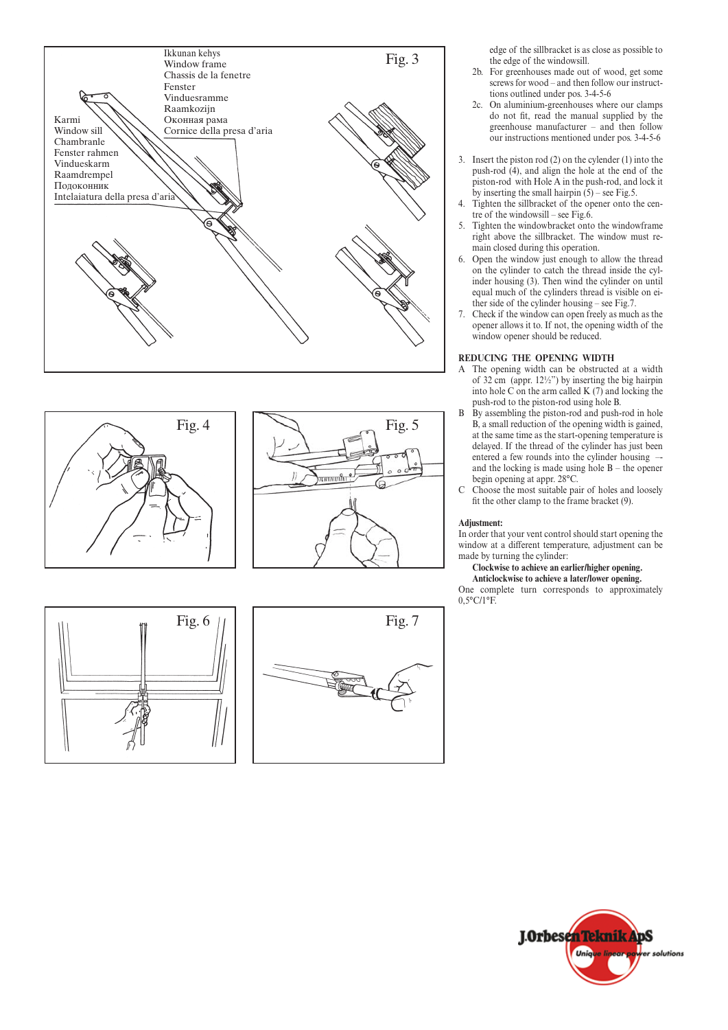Fig. 3

Ikkunan kehys
Window frame
Chassis de la fenetre
Fenster
Vinduesramme
Raamkozijn
Оконная рама
Cornice della presa d'aria

Karmi
Window sill
Chambranle
Fenster rahmen
Vindueskarm
Raamdrempel
Подоконник
Intelaiatura della presa d'aria

Fig. 4

Fig. 5

Fig. 6

Fig. 7

edge of the sillbracket is as close as possible to the edge of the windowsill.

2b. For greenhouses made out of wood, get some screws for wood – and then follow our instructions outlined under pos. 3-4-5-6

2c. On aluminium-greenhouses where our clamps do not fit, read the manual supplied by the greenhouse manufacturer – and then follow our instructions mentioned under pos. 3-4-5-6

3. Insert the piston rod (2) on the cylender (1) into the push-rod (4), and align the hole at the end of the piston-rod with Hole A in the push-rod, and lock it by inserting the small hairpin (5) – see Fig.5.
4. Tighten the sillbracket of the opener onto the centre of the windowsill – see Fig.6.
5. Tighten the windowbracket onto the windowframe right above the sillbracket. The window must remain closed during this operation.
6. Open the window just enough to allow the thread on the cylinder to catch the thread inside the cylinder housing (3). Then wind the cylinder on until equal much of the cylinders thread is visible on either side of the cylinder housing – see Fig.7.
7. Check if the window can open freely as much as the opener allows it to. If not, the opening width of the window opener should be reduced.

**REDUCING THE OPENING WIDTH**

A The opening width can be obstructed at a width of 32 cm (appr. 12½") by inserting the big hairpin into hole C on the arm called K (7) and locking the push-rod to the piston-rod using hole B.

B By assembling the piston-rod and push-rod in hole B, a small reduction of the opening width is gained, at the same time as the start-opening temperature is delayed. If the thread of the cylinder has just been entered a few rounds into the cylinder housing – and the locking is made using hole B – the opener begin opening at appr. 28°C.

C Choose the most suitable pair of holes and loosely fit the other clamp to the frame bracket (9).

**Adjustment:**

In order that your vent control should start opening the window at a different temperature, adjustment can be made by turning the cylinder:

**Clockwise to achieve an earlier/higher opening.**
**Anticlockwise to achieve a later/lower opening.**

One complete turn corresponds to approximately 0,5°C/1°F.

J.Orbesen Teknik ApS
Unique linear power solutions